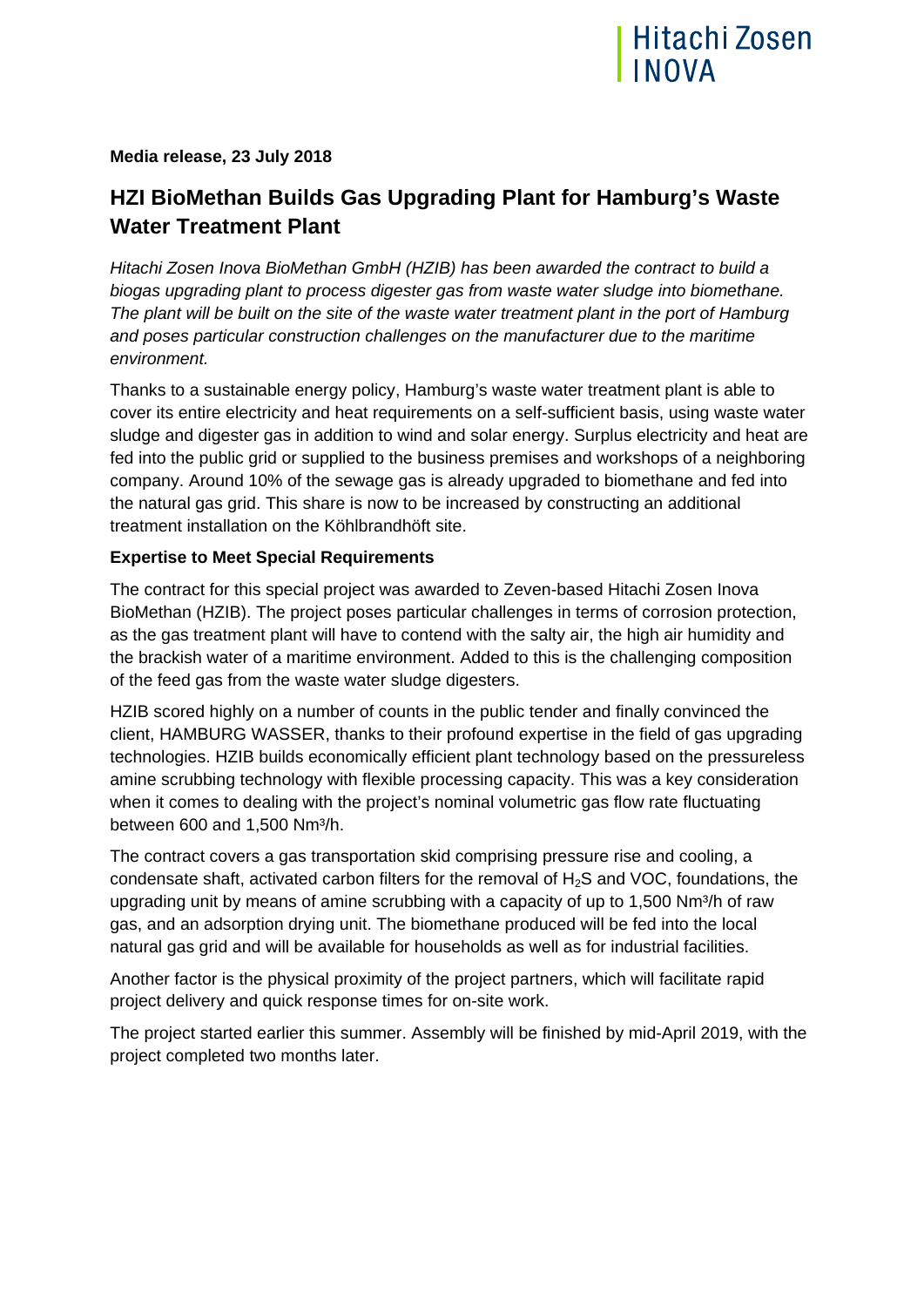**Media release, 23 July 2018**

# HZI BioMethan Builds Gas Upgrading Plant for Hamburg's Waste Water Treatment Plant

*Hitachi Zosen Inova BioMethan GmbH (HZIB) has been awarded the contract to build a biogas upgrading plant to process digester gas from waste water sludge into biomethane. The plant will be built on the site of the waste water treatment plant in the port of Hamburg and poses particular construction challenges on the manufacturer due to the maritime environment.*

Thanks to a sustainable energy policy, Hamburg's waste water treatment plant is able to cover its entire electricity and heat requirements on a self-sufficient basis, using waste water sludge and digester gas in addition to wind and solar energy. Surplus electricity and heat are fed into the public grid or supplied to the business premises and workshops of a neighboring company. Around 10% of the sewage gas is already upgraded to biomethane and fed into the natural gas grid. This share is now to be increased by constructing an additional treatment installation on the Köhlbrandhöft site.

**Expertise to Meet Special Requirements**

The contract for this special project was awarded to Zeven-based Hitachi Zosen Inova BioMethan (HZIB). The project poses particular challenges in terms of corrosion protection, as the gas treatment plant will have to contend with the salty air, the high air humidity and the brackish water of a maritime environment. Added to this is the challenging composition of the feed gas from the waste water sludge digesters.

HZIB scored highly on a number of counts in the public tender and finally convinced the client, HAMBURG WASSER, thanks to their profound expertise in the field of gas upgrading technologies. HZIB builds economically efficient plant technology based on the pressureless amine scrubbing technology with flexible processing capacity. This was a key consideration when it comes to dealing with the project's nominal volumetric gas flow rate fluctuating between 600 and 1,500 Nm³/h.

The contract covers a gas transportation skid comprising pressure rise and cooling, a condensate shaft, activated carbon filters for the removal of $H_2S$ and VOC, foundations, the upgrading unit by means of amine scrubbing with a capacity of up to 1,500 Nm³/h of raw gas, and an adsorption drying unit. The biomethane produced will be fed into the local natural gas grid and will be available for households as well as for industrial facilities.

Another factor is the physical proximity of the project partners, which will facilitate rapid project delivery and quick response times for on-site work.

The project started earlier this summer. Assembly will be finished by mid-April 2019, with the project completed two months later.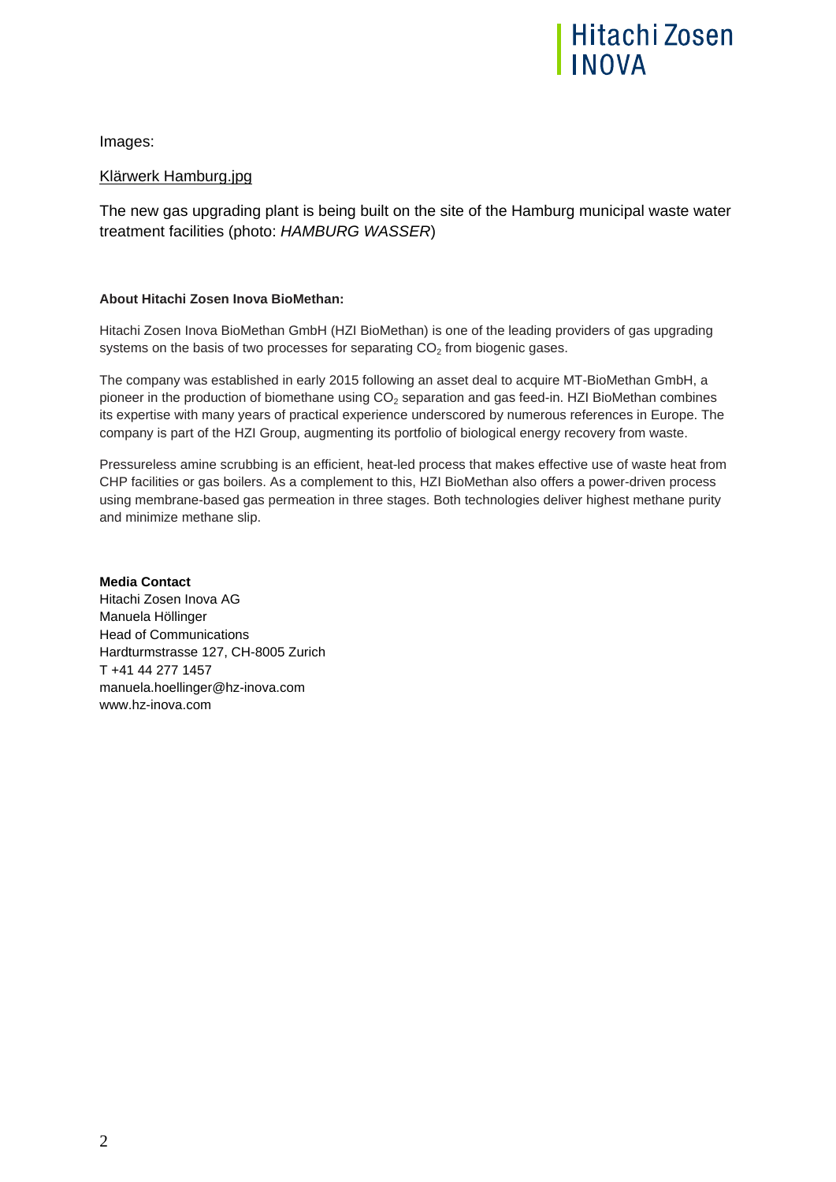Images:

Klärwerk Hamburg.jpg

The new gas upgrading plant is being built on the site of the Hamburg municipal waste water treatment facilities (photo: *HAMBURG WASSER*)

**About Hitachi Zosen Inova BioMethan:**

Hitachi Zosen Inova BioMethan GmbH (HZI BioMethan) is one of the leading providers of gas upgrading systems on the basis of two processes for separating $CO_2$ from biogenic gases.

The company was established in early 2015 following an asset deal to acquire MT-BioMethan GmbH, a pioneer in the production of biomethane using $CO_2$ separation and gas feed-in. HZI BioMethan combines its expertise with many years of practical experience underscored by numerous references in Europe. The company is part of the HZI Group, augmenting its portfolio of biological energy recovery from waste.

Pressureless amine scrubbing is an efficient, heat-led process that makes effective use of waste heat from CHP facilities or gas boilers. As a complement to this, HZI BioMethan also offers a power-driven process using membrane-based gas permeation in three stages. Both technologies deliver highest methane purity and minimize methane slip.

**Media Contact**
Hitachi Zosen Inova AG
Manuela Höllinger
Head of Communications
Hardturmstrasse 127, CH-8005 Zurich
T +41 44 277 1457
manuela.hoellinger@hz-inova.com
www.hz-inova.com